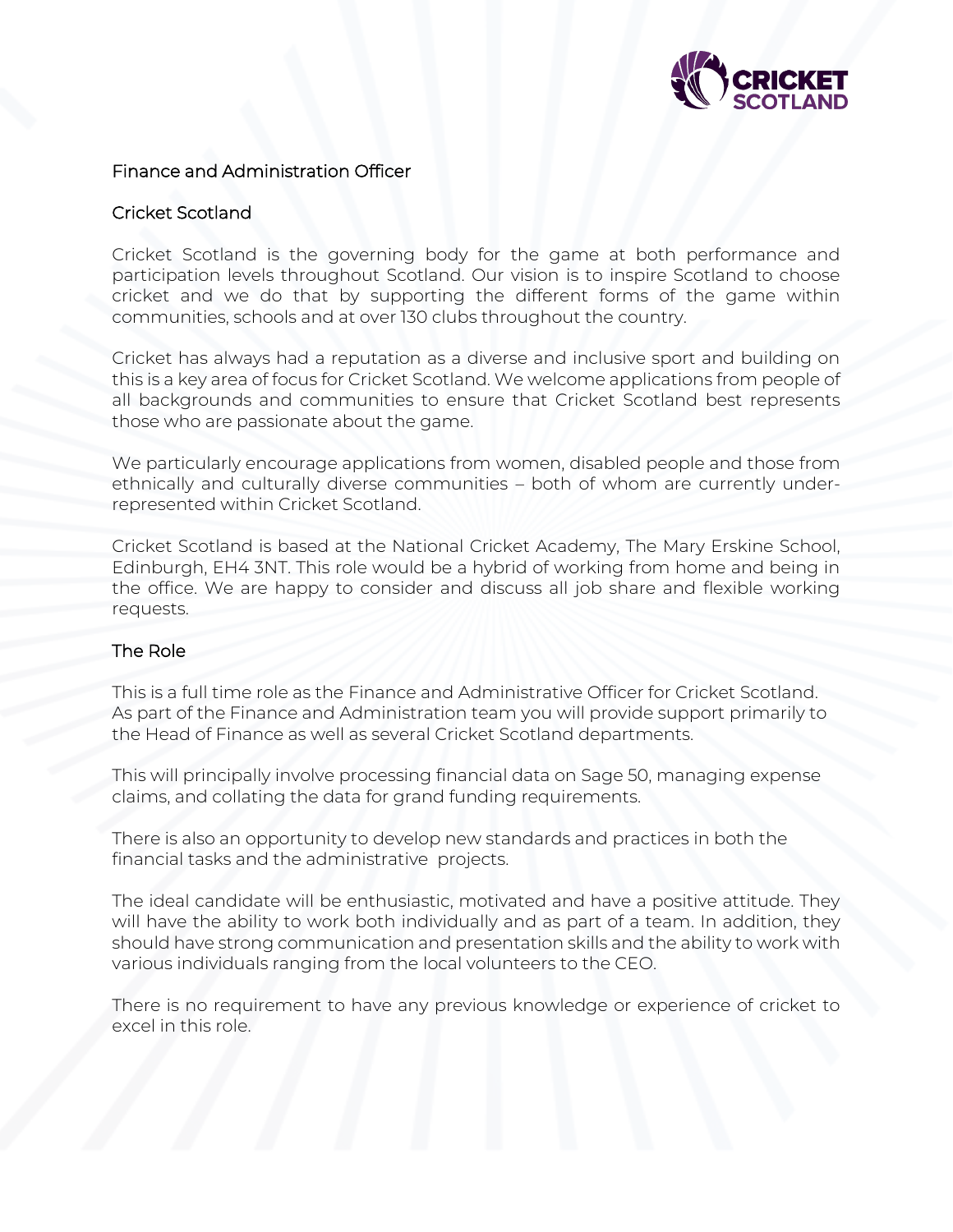# Finance and Administration Officer

## Cricket Scotland

Cricket Scotland is the governing body for the game at both performance and participation levels throughout Scotland. Our vision is to inspire Scotland to choose cricket and we do that by supporting the different forms of the game within communities, schools and at over 130 clubs throughout the country.

Cricket has always had a reputation as a diverse and inclusive sport and building on this is a key area of focus for Cricket Scotland. We welcome applications from people of all backgrounds and communities to ensure that Cricket Scotland best represents those who are passionate about the game.

We particularly encourage applications from women, disabled people and those from ethnically and culturally diverse communities – both of whom are currently under-represented within Cricket Scotland.

Cricket Scotland is based at the National Cricket Academy, The Mary Erskine School, Edinburgh, EH4 3NT. This role would be a hybrid of working from home and being in the office. We are happy to consider and discuss all job share and flexible working requests.

## The Role

This is a full time role as the Finance and Administrative Officer for Cricket Scotland. As part of the Finance and Administration team you will provide support primarily to the Head of Finance as well as several Cricket Scotland departments.

This will principally involve processing financial data on Sage 50, managing expense claims, and collating the data for grand funding requirements.

There is also an opportunity to develop new standards and practices in both the financial tasks and the administrative projects.

The ideal candidate will be enthusiastic, motivated and have a positive attitude. They will have the ability to work both individually and as part of a team. In addition, they should have strong communication and presentation skills and the ability to work with various individuals ranging from the local volunteers to the CEO.

There is no requirement to have any previous knowledge or experience of cricket to excel in this role.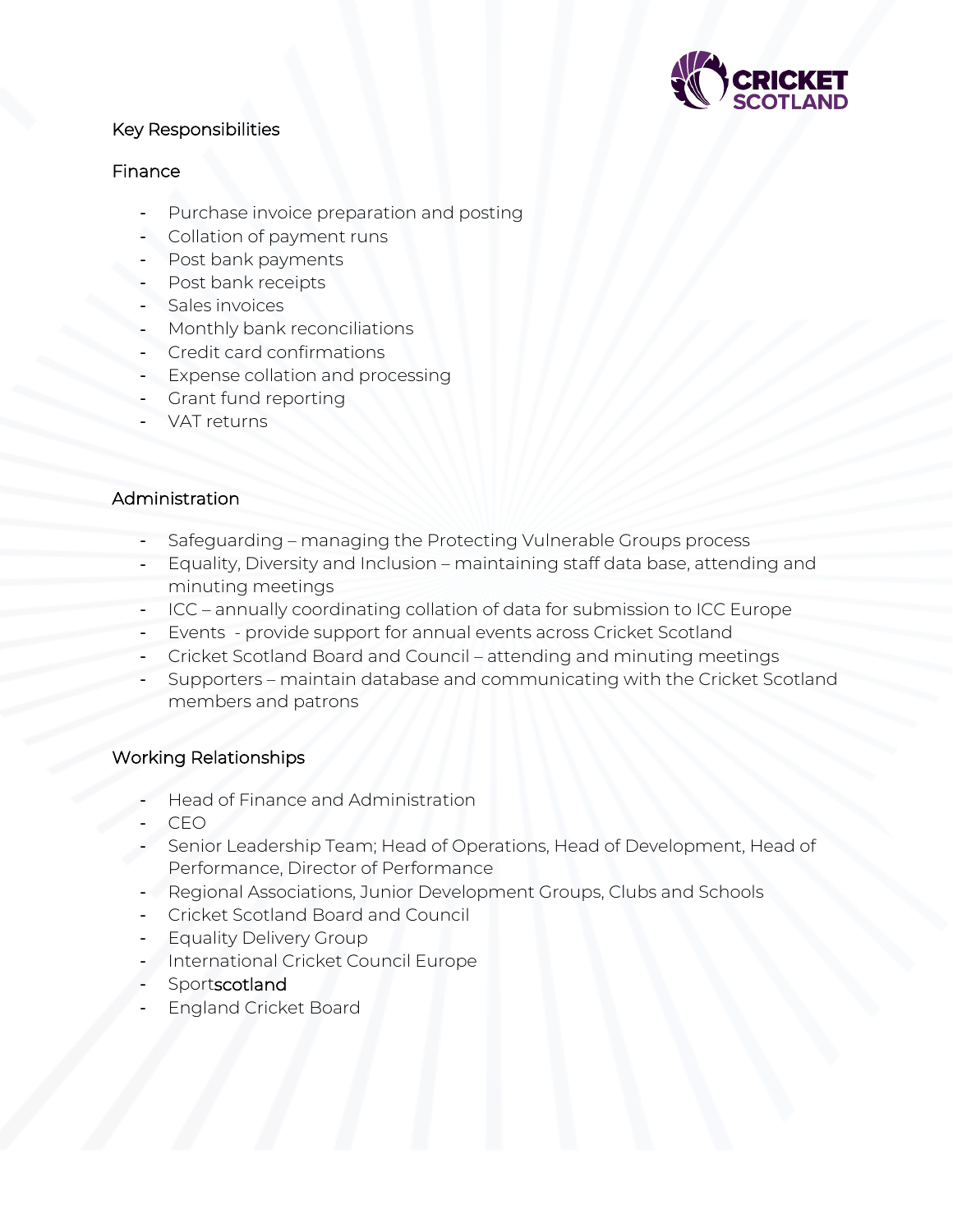## Key Responsibilities

### Finance

- Purchase invoice preparation and posting
- Collation of payment runs
- Post bank payments
- Post bank receipts
- Sales invoices
- Monthly bank reconciliations
- Credit card confirmations
- Expense collation and processing
- Grant fund reporting
- VAT returns

### Administration

- Safeguarding – managing the Protecting Vulnerable Groups process
- Equality, Diversity and Inclusion – maintaining staff data base, attending and minuting meetings
- ICC – annually coordinating collation of data for submission to ICC Europe
- Events - provide support for annual events across Cricket Scotland
- Cricket Scotland Board and Council – attending and minuting meetings
- Supporters – maintain database and communicating with the Cricket Scotland members and patrons

### Working Relationships

- Head of Finance and Administration
- CEO
- Senior Leadership Team; Head of Operations, Head of Development, Head of Performance, Director of Performance
- Regional Associations, Junior Development Groups, Clubs and Schools
- Cricket Scotland Board and Council
- Equality Delivery Group
- International Cricket Council Europe
- Sportscotland
- England Cricket Board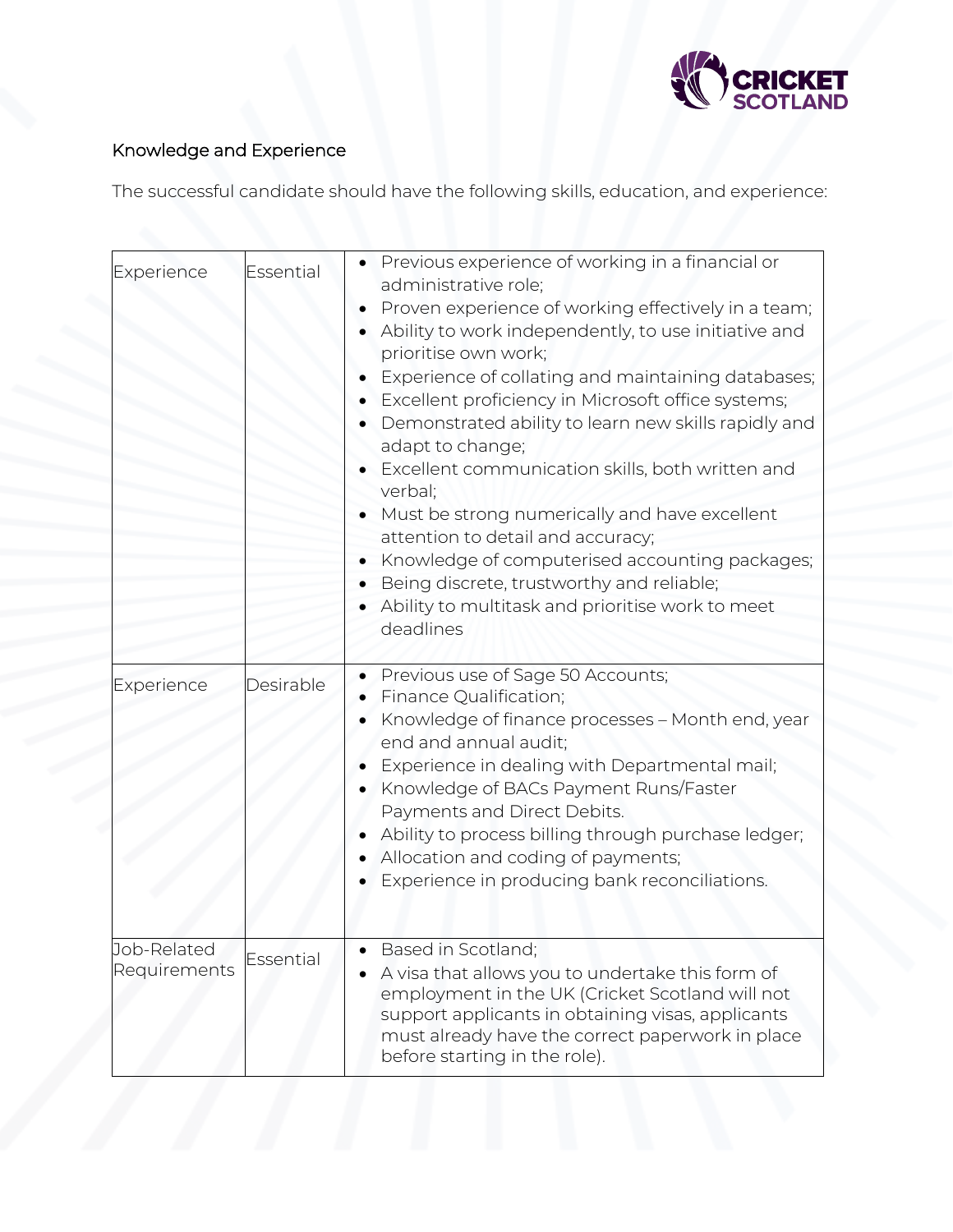## Knowledge and Experience

The successful candidate should have the following skills, education, and experience:

| | | |
|---|---|---|
| Experience | Essential | • Previous experience of working in a financial or administrative role;<br>• Proven experience of working effectively in a team;<br>• Ability to work independently, to use initiative and prioritise own work;<br>• Experience of collating and maintaining databases;<br>• Excellent proficiency in Microsoft office systems;<br>• Demonstrated ability to learn new skills rapidly and adapt to change;<br>• Excellent communication skills, both written and verbal;<br>• Must be strong numerically and have excellent attention to detail and accuracy;<br>• Knowledge of computerised accounting packages;<br>• Being discrete, trustworthy and reliable;<br>• Ability to multitask and prioritise work to meet deadlines |
| Experience | Desirable | • Previous use of Sage 50 Accounts;<br>• Finance Qualification;<br>• Knowledge of finance processes – Month end, year end and annual audit;<br>• Experience in dealing with Departmental mail;<br>• Knowledge of BACs Payment Runs/Faster Payments and Direct Debits.<br>• Ability to process billing through purchase ledger;<br>• Allocation and coding of payments;<br>• Experience in producing bank reconciliations. |
| Job-Related Requirements | Essential | • Based in Scotland;<br>• A visa that allows you to undertake this form of employment in the UK (Cricket Scotland will not support applicants in obtaining visas, applicants must already have the correct paperwork in place before starting in the role). |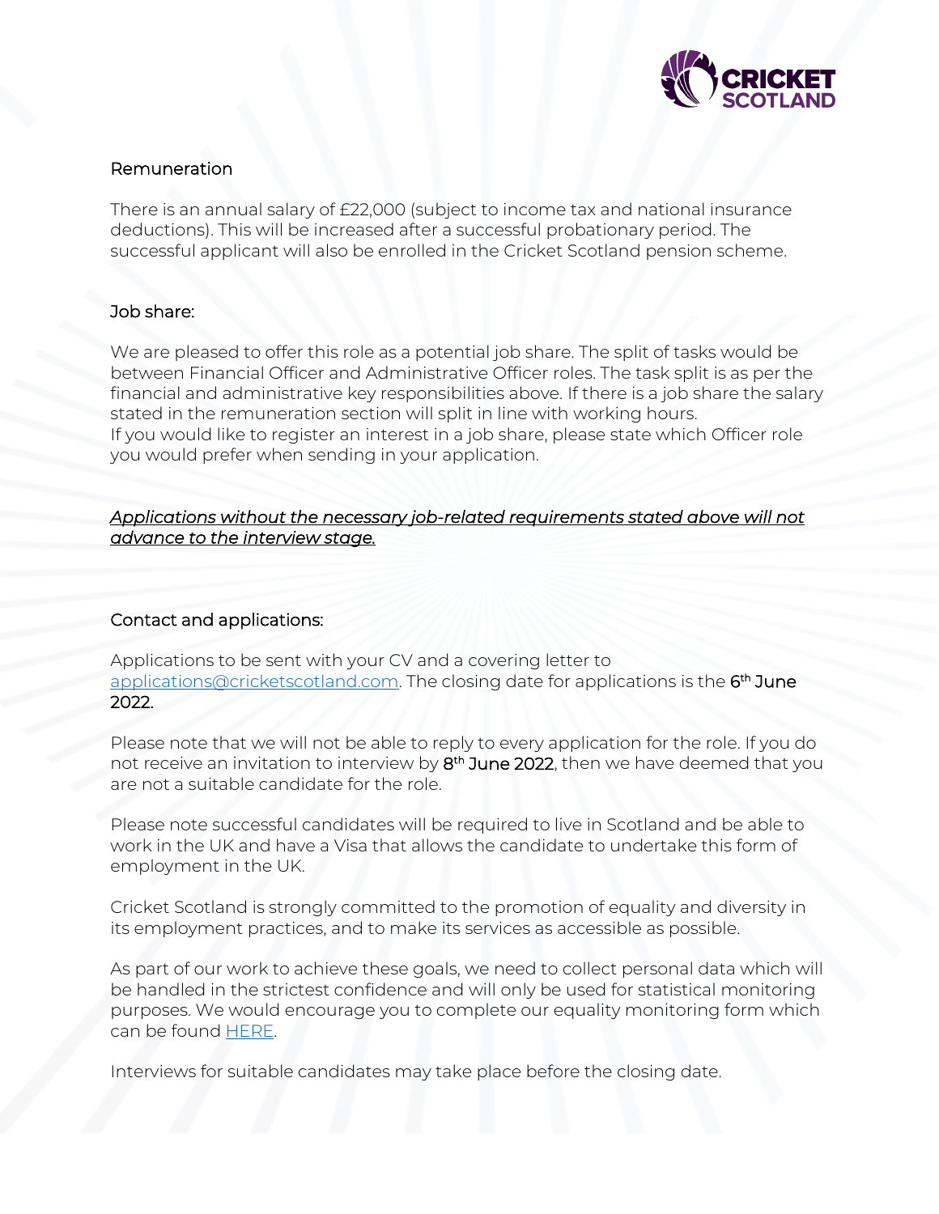## Remuneration

There is an annual salary of £22,000 (subject to income tax and national insurance deductions). This will be increased after a successful probationary period. The successful applicant will also be enrolled in the Cricket Scotland pension scheme.

## Job share:

We are pleased to offer this role as a potential job share. The split of tasks would be between Financial Officer and Administrative Officer roles. The task split is as per the financial and administrative key responsibilities above. If there is a job share the salary stated in the remuneration section will split in line with working hours.
If you would like to register an interest in a job share, please state which Officer role you would prefer when sending in your application.

*Applications without the necessary job-related requirements stated above will not advance to the interview stage.*

## Contact and applications:

Applications to be sent with your CV and a covering letter to applications@cricketscotland.com. The closing date for applications is the **6th June 2022.**

Please note that we will not be able to reply to every application for the role. If you do not receive an invitation to interview by **8th June 2022**, then we have deemed that you are not a suitable candidate for the role.

Please note successful candidates will be required to live in Scotland and be able to work in the UK and have a Visa that allows the candidate to undertake this form of employment in the UK.

Cricket Scotland is strongly committed to the promotion of equality and diversity in its employment practices, and to make its services as accessible as possible.

As part of our work to achieve these goals, we need to collect personal data which will be handled in the strictest confidence and will only be used for statistical monitoring purposes. We would encourage you to complete our equality monitoring form which can be found HERE.

Interviews for suitable candidates may take place before the closing date.